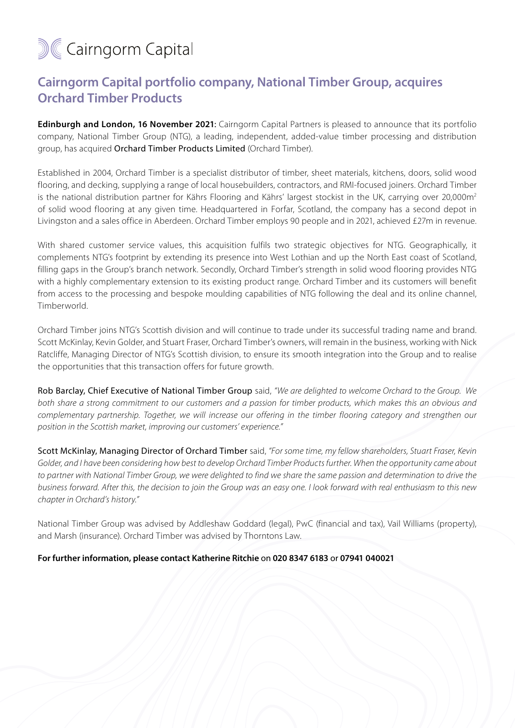Cairngorm Capital

# Cairngorm Capital portfolio company, National Timber Group, acquires Orchard Timber Products

**Edinburgh and London, 16 November 2021:** Cairngorm Capital Partners is pleased to announce that its portfolio company, National Timber Group (NTG), a leading, independent, added-value timber processing and distribution group, has acquired Orchard Timber Products Limited (Orchard Timber).

Established in 2004, Orchard Timber is a specialist distributor of timber, sheet materials, kitchens, doors, solid wood flooring, and decking, supplying a range of local housebuilders, contractors, and RMI-focused joiners. Orchard Timber is the national distribution partner for Kährs Flooring and Kährs' largest stockist in the UK, carrying over 20,000m$^2$ of solid wood flooring at any given time. Headquartered in Forfar, Scotland, the company has a second depot in Livingston and a sales office in Aberdeen. Orchard Timber employs 90 people and in 2021, achieved £27m in revenue.

With shared customer service values, this acquisition fulfils two strategic objectives for NTG. Geographically, it complements NTG's footprint by extending its presence into West Lothian and up the North East coast of Scotland, filling gaps in the Group's branch network. Secondly, Orchard Timber's strength in solid wood flooring provides NTG with a highly complementary extension to its existing product range. Orchard Timber and its customers will benefit from access to the processing and bespoke moulding capabilities of NTG following the deal and its online channel, Timberworld.

Orchard Timber joins NTG's Scottish division and will continue to trade under its successful trading name and brand. Scott McKinlay, Kevin Golder, and Stuart Fraser, Orchard Timber's owners, will remain in the business, working with Nick Ratcliffe, Managing Director of NTG's Scottish division, to ensure its smooth integration into the Group and to realise the opportunities that this transaction offers for future growth.

Rob Barclay, Chief Executive of National Timber Group said, *"We are delighted to welcome Orchard to the Group. We both share a strong commitment to our customers and a passion for timber products, which makes this an obvious and complementary partnership. Together, we will increase our offering in the timber flooring category and strengthen our position in the Scottish market, improving our customers' experience."*

Scott McKinlay, Managing Director of Orchard Timber said, *"For some time, my fellow shareholders, Stuart Fraser, Kevin Golder, and I have been considering how best to develop Orchard Timber Products further. When the opportunity came about to partner with National Timber Group, we were delighted to find we share the same passion and determination to drive the business forward. After this, the decision to join the Group was an easy one. I look forward with real enthusiasm to this new chapter in Orchard's history."*

National Timber Group was advised by Addleshaw Goddard (legal), PwC (financial and tax), Vail Williams (property), and Marsh (insurance). Orchard Timber was advised by Thorntons Law.

**For further information, please contact Katherine Ritchie** on **020 8347 6183** or **07941 040021**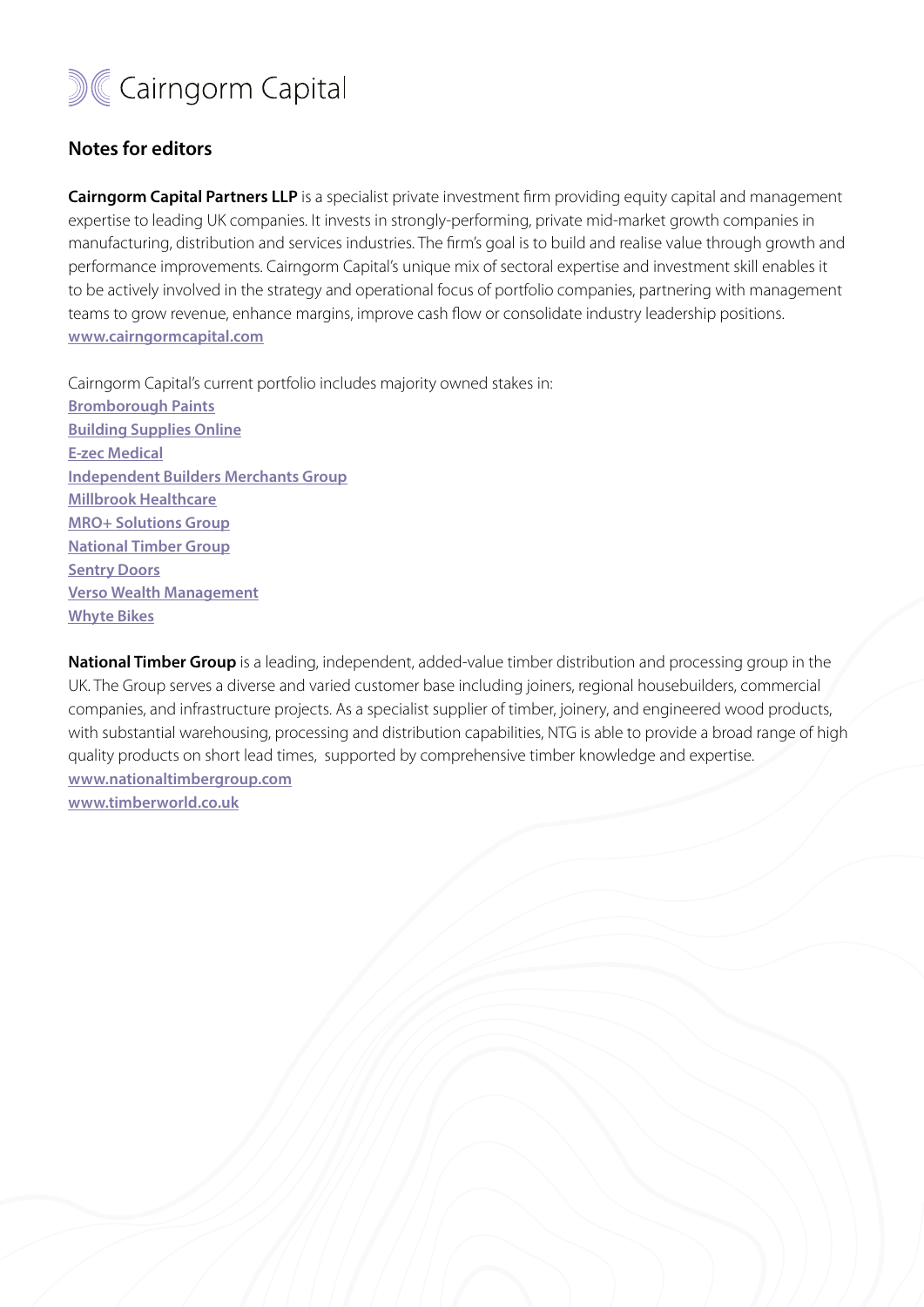## Notes for editors

**Cairngorm Capital Partners LLP** is a specialist private investment firm providing equity capital and management expertise to leading UK companies. It invests in strongly-performing, private mid-market growth companies in manufacturing, distribution and services industries. The firm's goal is to build and realise value through growth and performance improvements. Cairngorm Capital's unique mix of sectoral expertise and investment skill enables it to be actively involved in the strategy and operational focus of portfolio companies, partnering with management teams to grow revenue, enhance margins, improve cash flow or consolidate industry leadership positions.
**www.cairngormcapital.com**

Cairngorm Capital's current portfolio includes majority owned stakes in:
**Bromborough Paints**
**Building Supplies Online**
**E-zec Medical**
**Independent Builders Merchants Group**
**Millbrook Healthcare**
**MRO+ Solutions Group**
**National Timber Group**
**Sentry Doors**
**Verso Wealth Management**
**Whyte Bikes**

**National Timber Group** is a leading, independent, added-value timber distribution and processing group in the UK. The Group serves a diverse and varied customer base including joiners, regional housebuilders, commercial companies, and infrastructure projects. As a specialist supplier of timber, joinery, and engineered wood products, with substantial warehousing, processing and distribution capabilities, NTG is able to provide a broad range of high quality products on short lead times, supported by comprehensive timber knowledge and expertise.
**www.nationaltimbergroup.com**
**www.timberworld.co.uk**